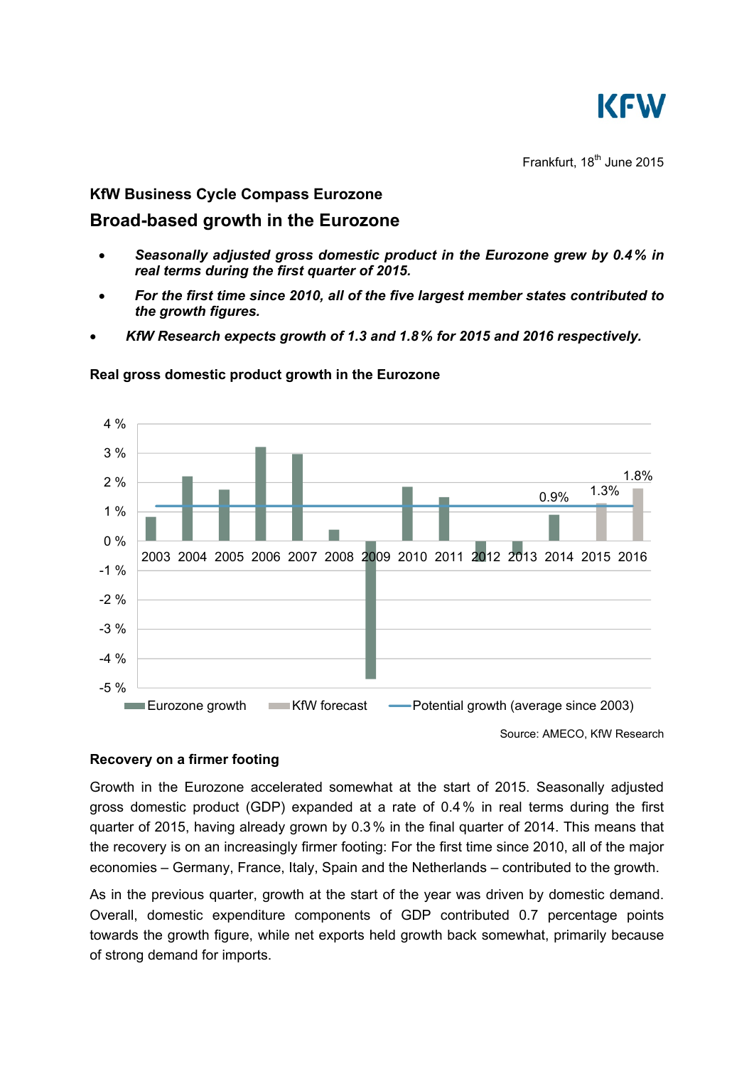Frankfurt, 18th June 2015

## KfW Business Cycle Compass Eurozone

# Broad-based growth in the Eurozone

- ***Seasonally adjusted gross domestic product in the Eurozone grew by 0.4 % in real terms during the first quarter of 2015.***
- ***For the first time since 2010, all of the five largest member states contributed to the growth figures.***
- ***KfW Research expects growth of 1.3 and 1.8 % for 2015 and 2016 respectively.***

**Real gross domestic product growth in the Eurozone**

Source: AMECO, KfW Research

### Recovery on a firmer footing

Growth in the Eurozone accelerated somewhat at the start of 2015. Seasonally adjusted gross domestic product (GDP) expanded at a rate of 0.4 % in real terms during the first quarter of 2015, having already grown by 0.3 % in the final quarter of 2014. This means that the recovery is on an increasingly firmer footing: For the first time since 2010, all of the major economies – Germany, France, Italy, Spain and the Netherlands – contributed to the growth.

As in the previous quarter, growth at the start of the year was driven by domestic demand. Overall, domestic expenditure components of GDP contributed 0.7 percentage points towards the growth figure, while net exports held growth back somewhat, primarily because of strong demand for imports.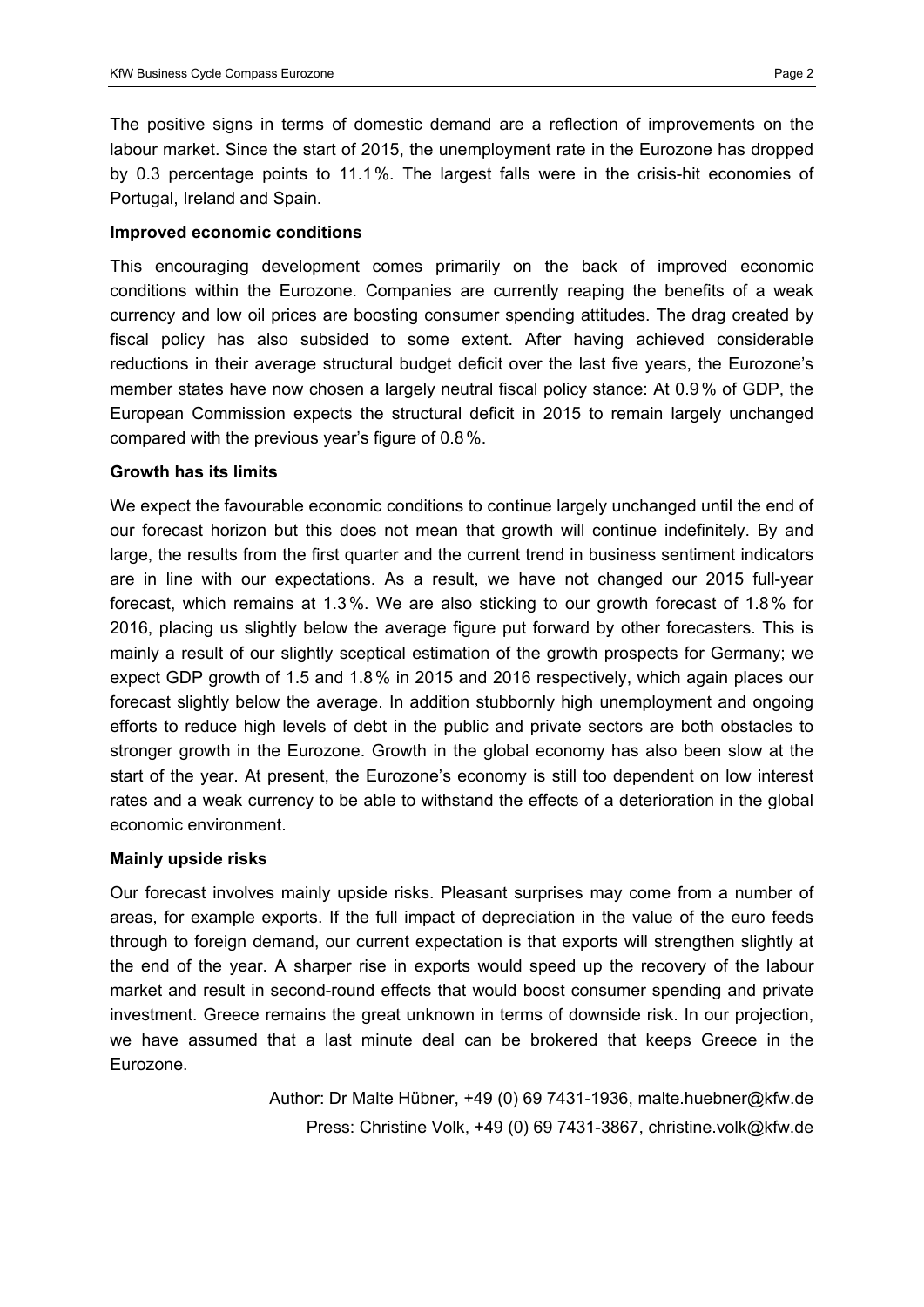The positive signs in terms of domestic demand are a reflection of improvements on the labour market. Since the start of 2015, the unemployment rate in the Eurozone has dropped by 0.3 percentage points to 11.1 %. The largest falls were in the crisis-hit economies of Portugal, Ireland and Spain.

**Improved economic conditions**

This encouraging development comes primarily on the back of improved economic conditions within the Eurozone. Companies are currently reaping the benefits of a weak currency and low oil prices are boosting consumer spending attitudes. The drag created by fiscal policy has also subsided to some extent. After having achieved considerable reductions in their average structural budget deficit over the last five years, the Eurozone's member states have now chosen a largely neutral fiscal policy stance: At 0.9 % of GDP, the European Commission expects the structural deficit in 2015 to remain largely unchanged compared with the previous year's figure of 0.8 %.

**Growth has its limits**

We expect the favourable economic conditions to continue largely unchanged until the end of our forecast horizon but this does not mean that growth will continue indefinitely. By and large, the results from the first quarter and the current trend in business sentiment indicators are in line with our expectations. As a result, we have not changed our 2015 full-year forecast, which remains at 1.3 %. We are also sticking to our growth forecast of 1.8 % for 2016, placing us slightly below the average figure put forward by other forecasters. This is mainly a result of our slightly sceptical estimation of the growth prospects for Germany; we expect GDP growth of 1.5 and 1.8 % in 2015 and 2016 respectively, which again places our forecast slightly below the average. In addition stubbornly high unemployment and ongoing efforts to reduce high levels of debt in the public and private sectors are both obstacles to stronger growth in the Eurozone. Growth in the global economy has also been slow at the start of the year. At present, the Eurozone's economy is still too dependent on low interest rates and a weak currency to be able to withstand the effects of a deterioration in the global economic environment.

**Mainly upside risks**

Our forecast involves mainly upside risks. Pleasant surprises may come from a number of areas, for example exports. If the full impact of depreciation in the value of the euro feeds through to foreign demand, our current expectation is that exports will strengthen slightly at the end of the year. A sharper rise in exports would speed up the recovery of the labour market and result in second-round effects that would boost consumer spending and private investment. Greece remains the great unknown in terms of downside risk. In our projection, we have assumed that a last minute deal can be brokered that keeps Greece in the Eurozone.

Author: Dr Malte Hübner, +49 (0) 69 7431-1936, malte.huebner@kfw.de

Press: Christine Volk, +49 (0) 69 7431-3867, christine.volk@kfw.de